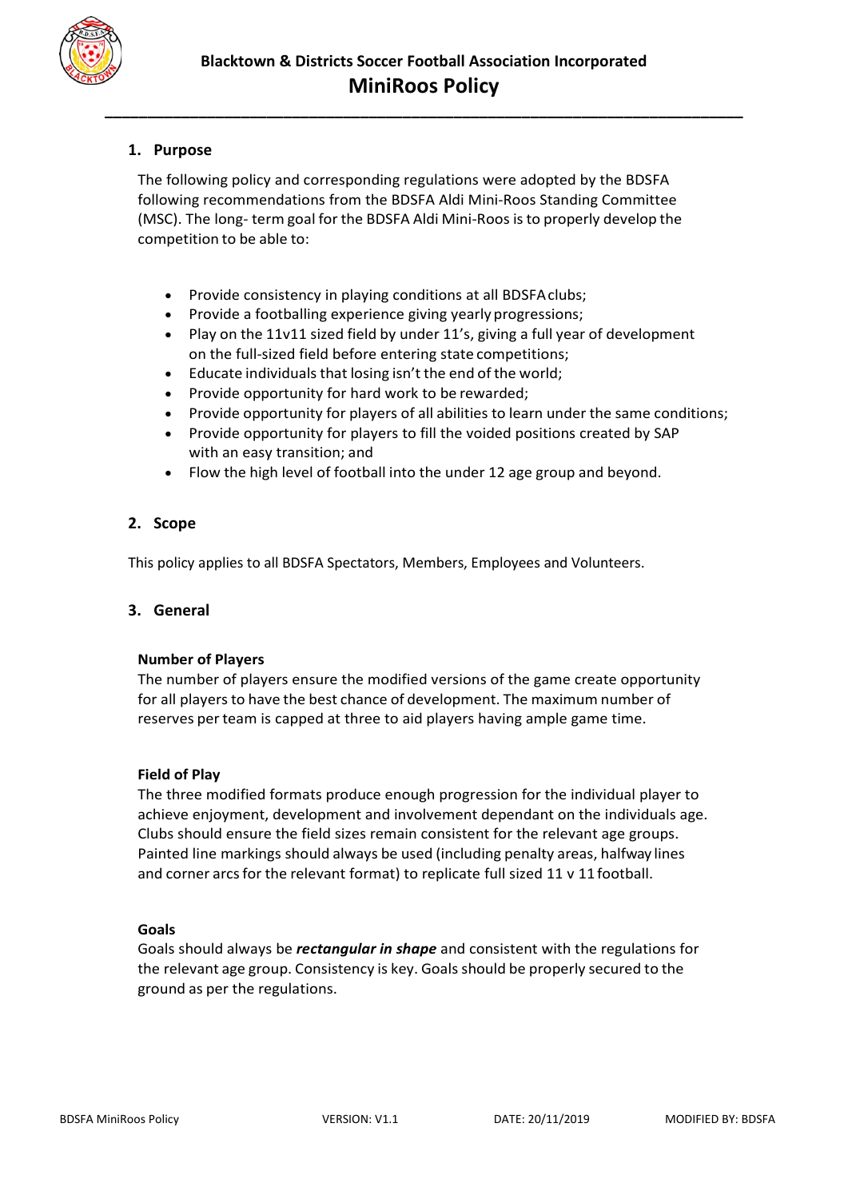# Blacktown & Districts Soccer Football Association Incorporated

# MiniRoos Policy

## 1. Purpose

The following policy and corresponding regulations were adopted by the BDSFA following recommendations from the BDSFA Aldi Mini-Roos Standing Committee (MSC). The long- term goal for the BDSFA Aldi Mini-Roos is to properly develop the competition to be able to:

- Provide consistency in playing conditions at all BDSFA clubs;
- Provide a footballing experience giving yearly progressions;
- Play on the 11v11 sized field by under 11's, giving a full year of development on the full-sized field before entering state competitions;
- Educate individuals that losing isn't the end of the world;
- Provide opportunity for hard work to be rewarded;
- Provide opportunity for players of all abilities to learn under the same conditions;
- Provide opportunity for players to fill the voided positions created by SAP with an easy transition; and
- Flow the high level of football into the under 12 age group and beyond.

## 2. Scope

This policy applies to all BDSFA Spectators, Members, Employees and Volunteers.

## 3. General

**Number of Players**

The number of players ensure the modified versions of the game create opportunity for all players to have the best chance of development. The maximum number of reserves per team is capped at three to aid players having ample game time.

**Field of Play**

The three modified formats produce enough progression for the individual player to achieve enjoyment, development and involvement dependant on the individuals age. Clubs should ensure the field sizes remain consistent for the relevant age groups. Painted line markings should always be used (including penalty areas, halfway lines and corner arcs for the relevant format) to replicate full sized 11 v 11 football.

**Goals**

Goals should always be ***rectangular in shape*** and consistent with the regulations for the relevant age group. Consistency is key. Goals should be properly secured to the ground as per the regulations.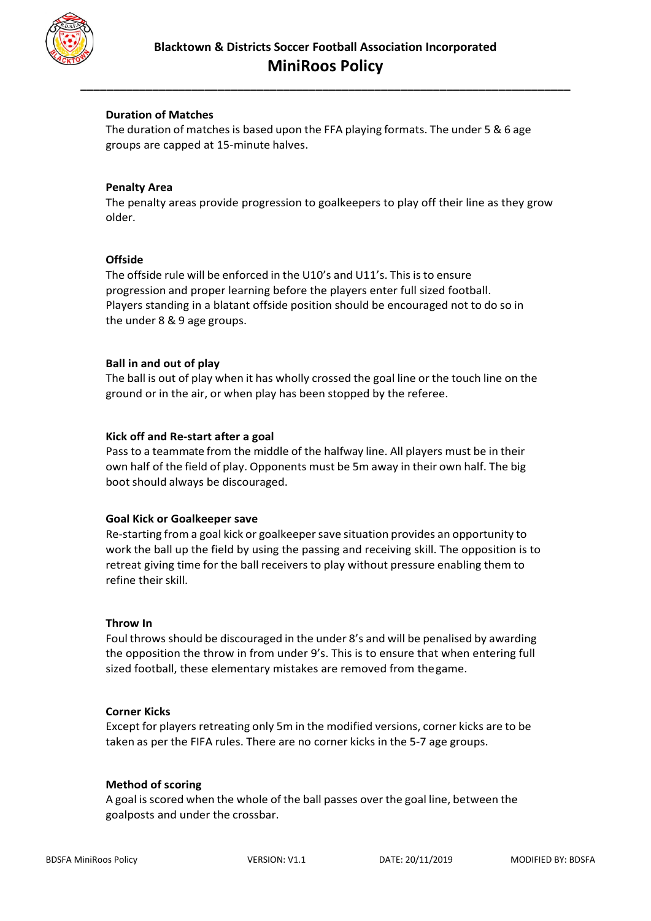### Duration of Matches

The duration of matches is based upon the FFA playing formats. The under 5 & 6 age groups are capped at 15-minute halves.

### Penalty Area

The penalty areas provide progression to goalkeepers to play off their line as they grow older.

### Offside

The offside rule will be enforced in the U10's and U11's. This is to ensure progression and proper learning before the players enter full sized football. Players standing in a blatant offside position should be encouraged not to do so in the under 8 & 9 age groups.

### Ball in and out of play

The ball is out of play when it has wholly crossed the goal line or the touch line on the ground or in the air, or when play has been stopped by the referee.

### Kick off and Re-start after a goal

Pass to a teammate from the middle of the halfway line. All players must be in their own half of the field of play. Opponents must be 5m away in their own half. The big boot should always be discouraged.

### Goal Kick or Goalkeeper save

Re-starting from a goal kick or goalkeeper save situation provides an opportunity to work the ball up the field by using the passing and receiving skill. The opposition is to retreat giving time for the ball receivers to play without pressure enabling them to refine their skill.

### Throw In

Foul throws should be discouraged in the under 8's and will be penalised by awarding the opposition the throw in from under 9's. This is to ensure that when entering full sized football, these elementary mistakes are removed from the game.

### Corner Kicks

Except for players retreating only 5m in the modified versions, corner kicks are to be taken as per the FIFA rules. There are no corner kicks in the 5-7 age groups.

### Method of scoring

A goal is scored when the whole of the ball passes over the goal line, between the goalposts and under the crossbar.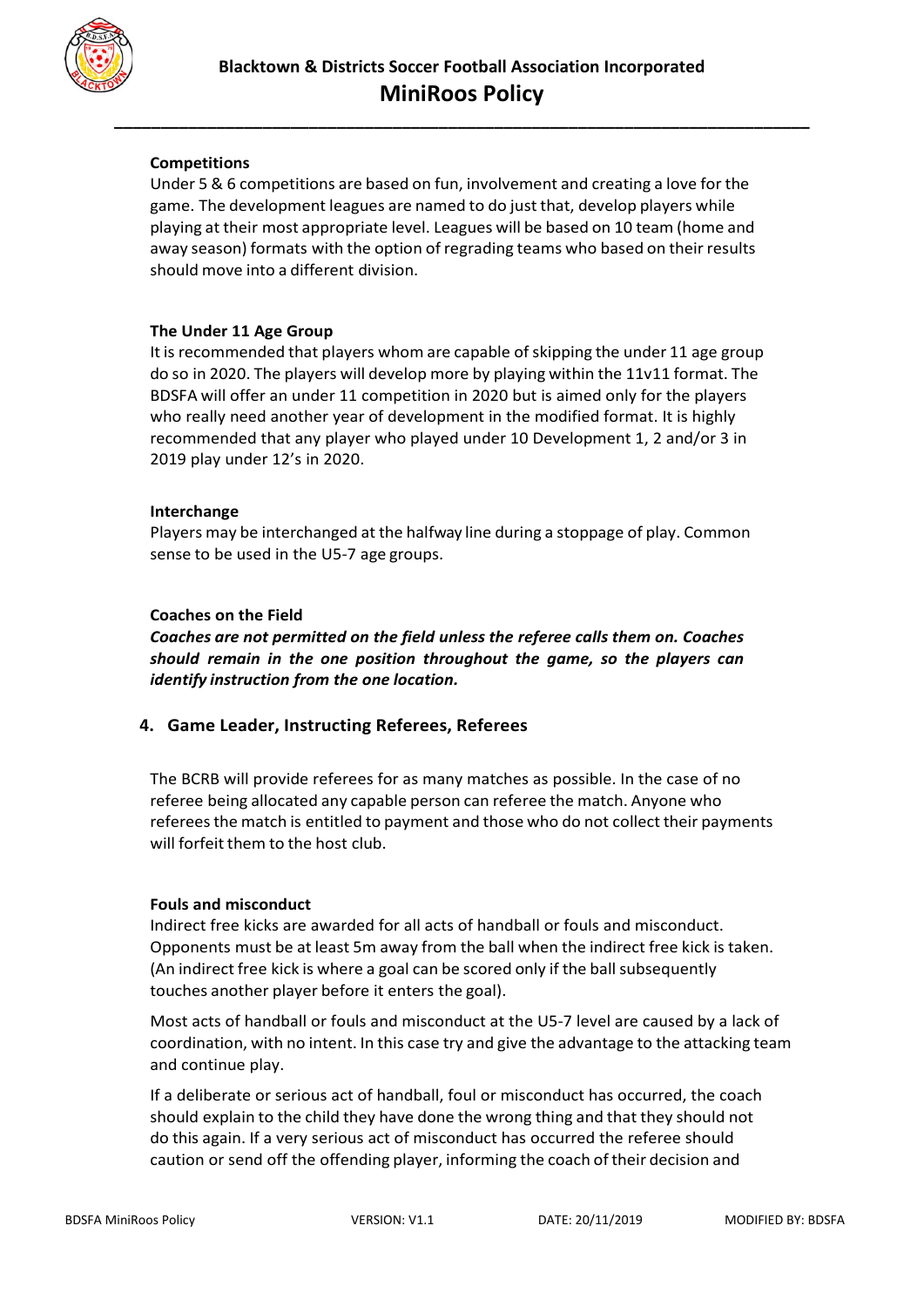**Competitions**

Under 5 & 6 competitions are based on fun, involvement and creating a love for the game. The development leagues are named to do just that, develop players while playing at their most appropriate level. Leagues will be based on 10 team (home and away season) formats with the option of regrading teams who based on their results should move into a different division.

**The Under 11 Age Group**

It is recommended that players whom are capable of skipping the under 11 age group do so in 2020. The players will develop more by playing within the 11v11 format. The BDSFA will offer an under 11 competition in 2020 but is aimed only for the players who really need another year of development in the modified format. It is highly recommended that any player who played under 10 Development 1, 2 and/or 3 in 2019 play under 12's in 2020.

**Interchange**

Players may be interchanged at the halfway line during a stoppage of play. Common sense to be used in the U5-7 age groups.

**Coaches on the Field**

***Coaches are not permitted on the field unless the referee calls them on. Coaches should remain in the one position throughout the game, so the players can identify instruction from the one location.***

## 4. Game Leader, Instructing Referees, Referees

The BCRB will provide referees for as many matches as possible. In the case of no referee being allocated any capable person can referee the match. Anyone who referees the match is entitled to payment and those who do not collect their payments will forfeit them to the host club.

**Fouls and misconduct**

Indirect free kicks are awarded for all acts of handball or fouls and misconduct. Opponents must be at least 5m away from the ball when the indirect free kick is taken. (An indirect free kick is where a goal can be scored only if the ball subsequently touches another player before it enters the goal).

Most acts of handball or fouls and misconduct at the U5-7 level are caused by a lack of coordination, with no intent. In this case try and give the advantage to the attacking team and continue play.

If a deliberate or serious act of handball, foul or misconduct has occurred, the coach should explain to the child they have done the wrong thing and that they should not do this again. If a very serious act of misconduct has occurred the referee should caution or send off the offending player, informing the coach of their decision and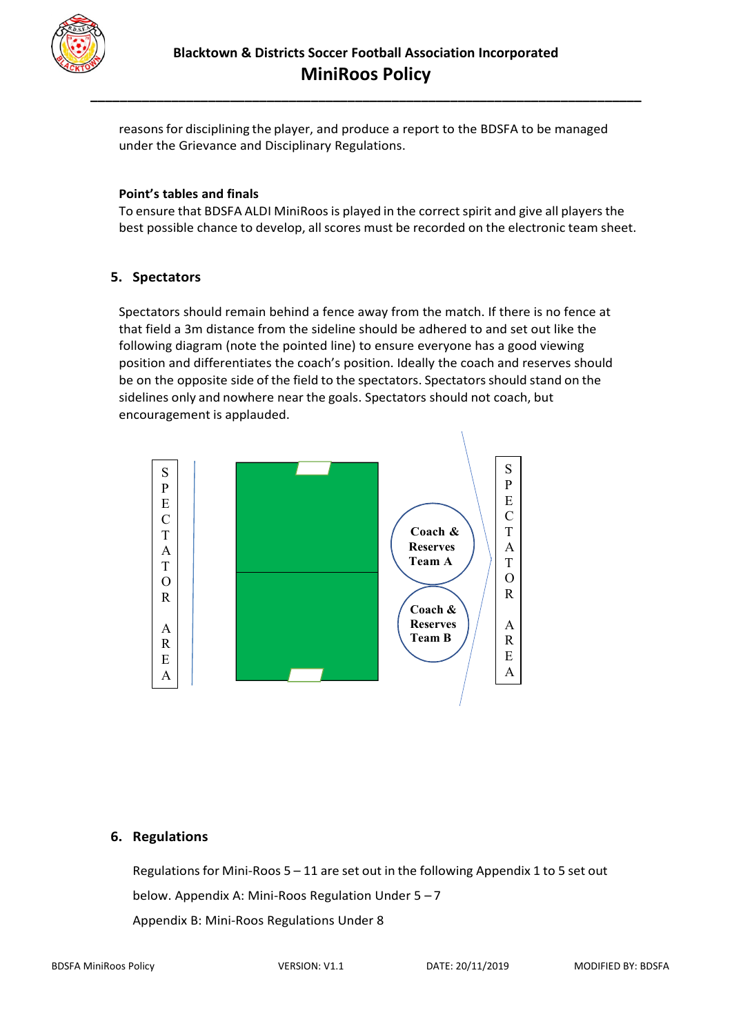reasons for disciplining the player, and produce a report to the BDSFA to be managed under the Grievance and Disciplinary Regulations.

**Point's tables and finals**

To ensure that BDSFA ALDI MiniRoos is played in the correct spirit and give all players the best possible chance to develop, all scores must be recorded on the electronic team sheet.

## 5. Spectators

Spectators should remain behind a fence away from the match. If there is no fence at that field a 3m distance from the sideline should be adhered to and set out like the following diagram (note the pointed line) to ensure everyone has a good viewing position and differentiates the coach's position. Ideally the coach and reserves should be on the opposite side of the field to the spectators. Spectators should stand on the sidelines only and nowhere near the goals. Spectators should not coach, but encouragement is applauded.

SPECTATOR AREA

Coach & Reserves Team A

Coach & Reserves Team B

SPECTATOR AREA

## 6. Regulations

Regulations for Mini-Roos 5 – 11 are set out in the following Appendix 1 to 5 set out below. Appendix A: Mini-Roos Regulation Under 5 – 7

Appendix B: Mini-Roos Regulations Under 8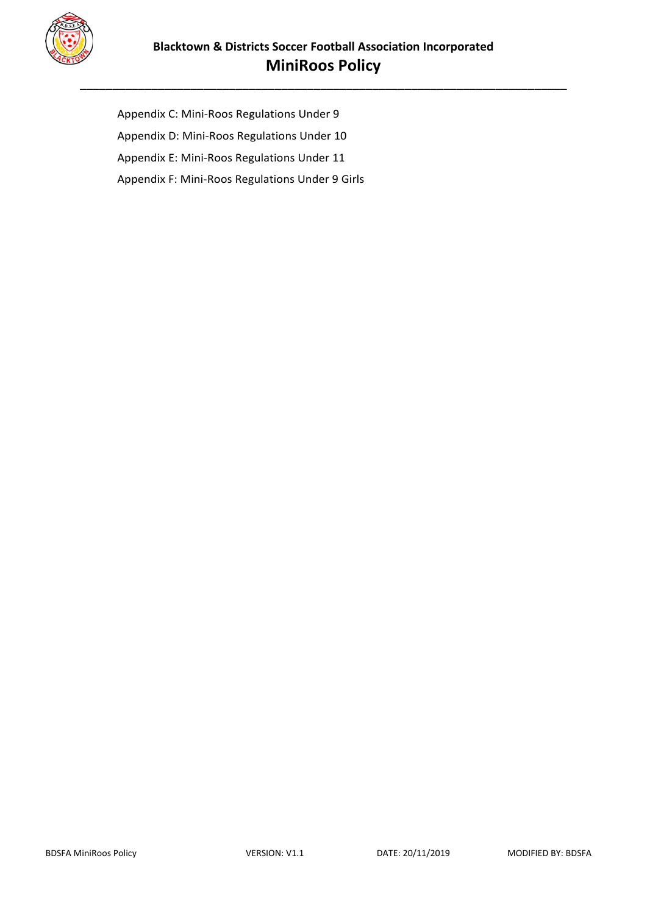Appendix C: Mini-Roos Regulations Under 9

Appendix D: Mini-Roos Regulations Under 10

Appendix E: Mini-Roos Regulations Under 11

Appendix F: Mini-Roos Regulations Under 9 Girls